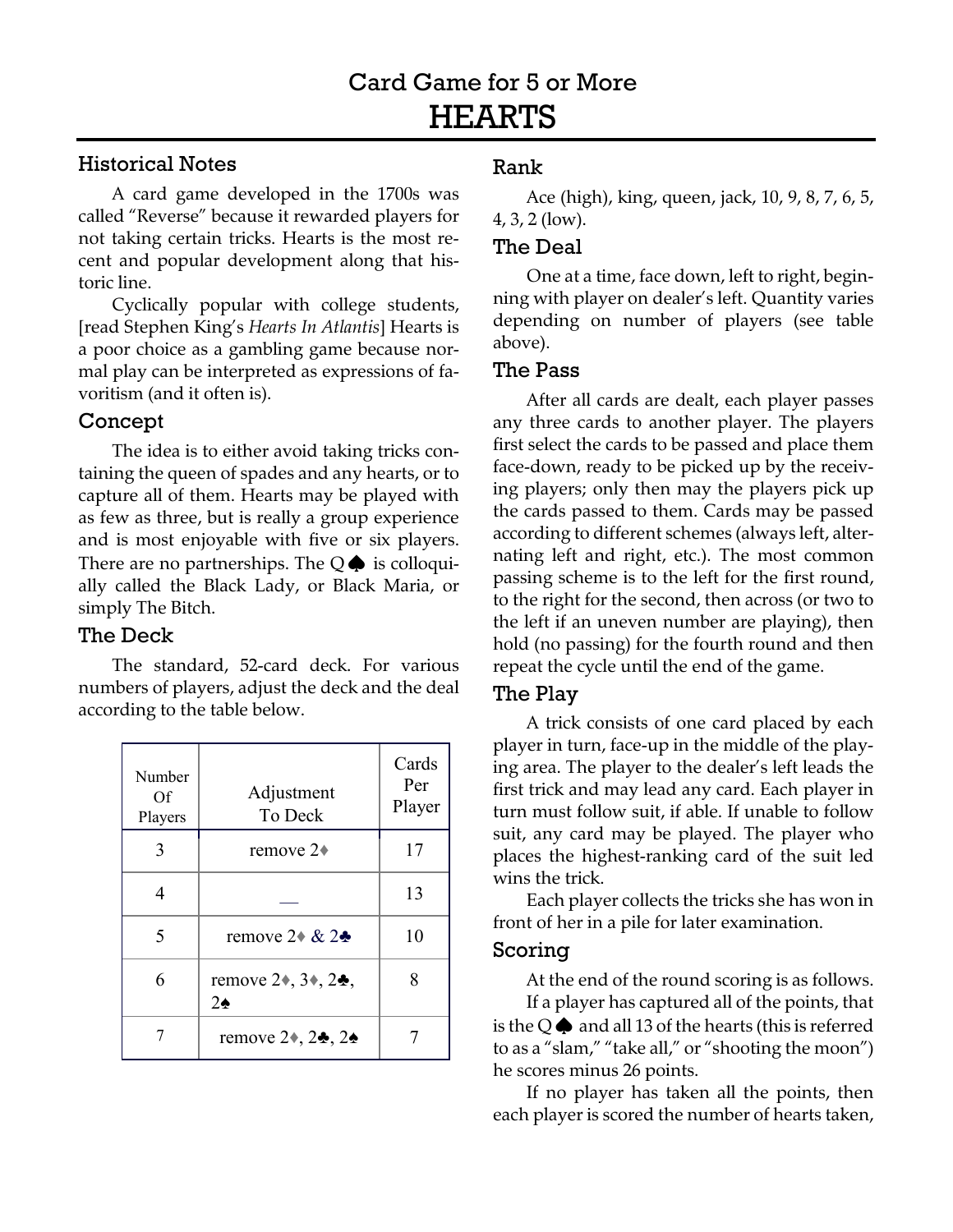## Card Game for 5 or More

# HEARTS

### Historical Notes

A card game developed in the 1700s was called "Reverse" because it rewarded players for not taking certain tricks. Hearts is the most recent and popular development along that historic line.

Cyclically popular with college students, [read Stephen King's *Hearts In Atlantis*] Hearts is a poor choice as a gambling game because normal play can be interpreted as expressions of favoritism (and it often is).

### Concept

The idea is to either avoid taking tricks containing the queen of spades and any hearts, or to capture all of them. Hearts may be played with as few as three, but is really a group experience and is most enjoyable with five or six players. There are no partnerships. The Q♠ is colloquially called the Black Lady, or Black Maria, or simply The Bitch.

### The Deck

The standard, 52-card deck. For various numbers of players, adjust the deck and the deal according to the table below.

| Number Of Players | Adjustment To Deck | Cards Per Player |
|---|---|---|
| 3 | remove 2♦ | 17 |
| 4 | — | 13 |
| 5 | remove 2♦ & 2♣ | 10 |
| 6 | remove 2♦, 3♦, 2♣, 2♠ | 8 |
| 7 | remove 2♦, 2♣, 2♠ | 7 |

### Rank

Ace (high), king, queen, jack, 10, 9, 8, 7, 6, 5, 4, 3, 2 (low).

### The Deal

One at a time, face down, left to right, beginning with player on dealer's left. Quantity varies depending on number of players (see table above).

### The Pass

After all cards are dealt, each player passes any three cards to another player. The players first select the cards to be passed and place them face-down, ready to be picked up by the receiving players; only then may the players pick up the cards passed to them. Cards may be passed according to different schemes (always left, alternating left and right, etc.). The most common passing scheme is to the left for the first round, to the right for the second, then across (or two to the left if an uneven number are playing), then hold (no passing) for the fourth round and then repeat the cycle until the end of the game.

### The Play

A trick consists of one card placed by each player in turn, face-up in the middle of the playing area. The player to the dealer's left leads the first trick and may lead any card. Each player in turn must follow suit, if able. If unable to follow suit, any card may be played. The player who places the highest-ranking card of the suit led wins the trick.

Each player collects the tricks she has won in front of her in a pile for later examination.

### Scoring

At the end of the round scoring is as follows.

If a player has captured all of the points, that is the Q♠ and all 13 of the hearts (this is referred to as a "slam," "take all," or "shooting the moon") he scores minus 26 points.

If no player has taken all the points, then each player is scored the number of hearts taken,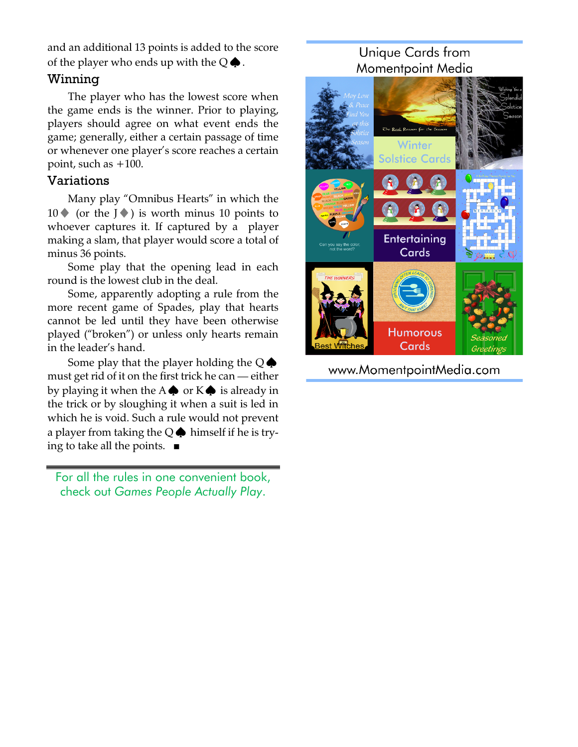and an additional 13 points is added to the score of the player who ends up with the Q♠.

## Winning

The player who has the lowest score when the game ends is the winner. Prior to playing, players should agree on what event ends the game; generally, either a certain passage of time or whenever one player's score reaches a certain point, such as +100.

## Variations

Many play "Omnibus Hearts" in which the 10♦ (or the J♦) is worth minus 10 points to whoever captures it. If captured by a player making a slam, that player would score a total of minus 36 points.

Some play that the opening lead in each round is the lowest club in the deal.

Some, apparently adopting a rule from the more recent game of Spades, play that hearts cannot be led until they have been otherwise played ("broken") or unless only hearts remain in the leader's hand.

Some play that the player holding the Q♠ must get rid of it on the first trick he can — either by playing it when the A♠ or K♠ is already in the trick or by sloughing it when a suit is led in which he is void. Such a rule would not prevent a player from taking the Q♠ himself if he is trying to take all the points. ■

For all the rules in one convenient book, check out *Games People Actually Play*.

Unique Cards from Momentpoint Media

Winter Solstice Cards

Entertaining Cards

Humorous Cards

Seasoned Greetings

www.MomentpointMedia.com